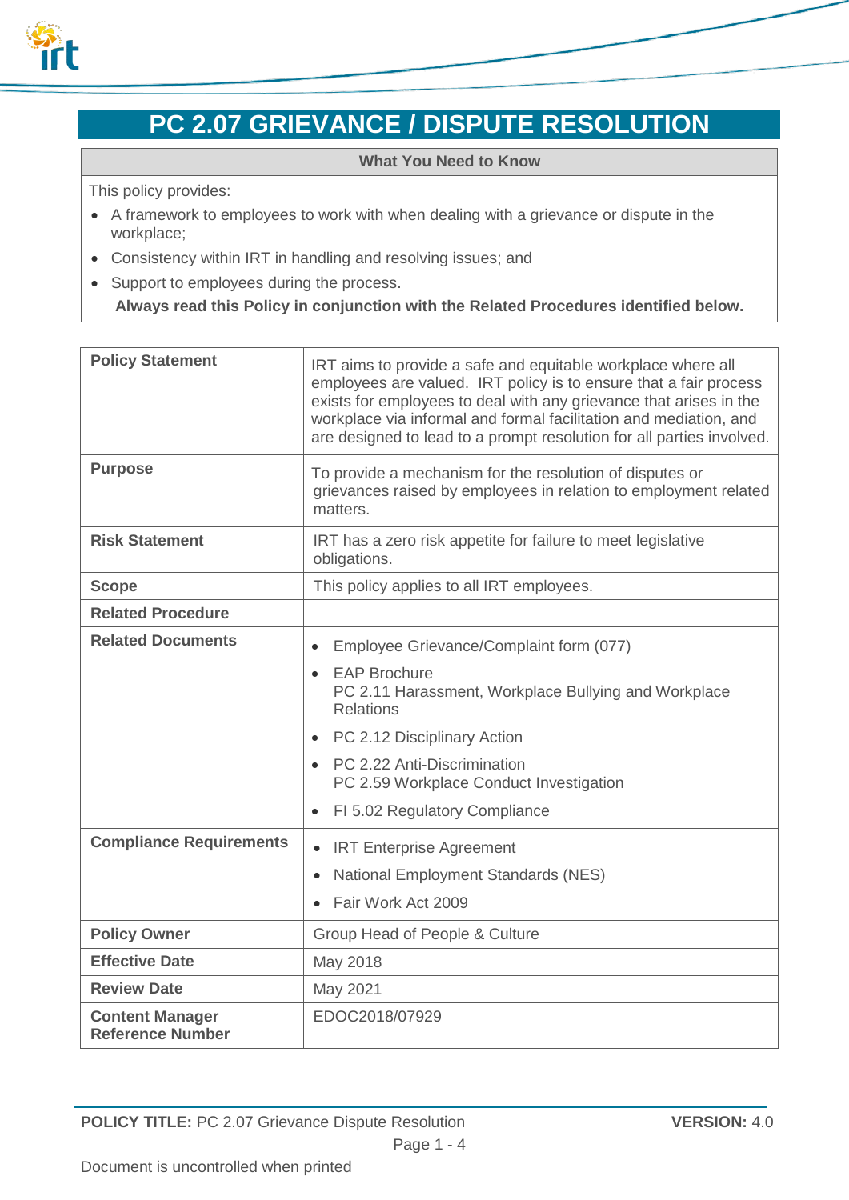# PC 2.07 GRIEVANCE / DISPUTE RESOLUTION

| What You Need to Know |
| --- |
| This policy provides:<br>• A framework to employees to work with when dealing with a grievance or dispute in the workplace;<br>• Consistency within IRT in handling and resolving issues; and<br>• Support to employees during the process.<br>**Always read this Policy in conjunction with the Related Procedures identified below.** |

| | |
| --- | --- |
| **Policy Statement** | IRT aims to provide a safe and equitable workplace where all employees are valued. IRT policy is to ensure that a fair process exists for employees to deal with any grievance that arises in the workplace via informal and formal facilitation and mediation, and are designed to lead to a prompt resolution for all parties involved. |
| **Purpose** | To provide a mechanism for the resolution of disputes or grievances raised by employees in relation to employment related matters. |
| **Risk Statement** | IRT has a zero risk appetite for failure to meet legislative obligations. |
| **Scope** | This policy applies to all IRT employees. |
| **Related Procedure** | |
| **Related Documents** | • Employee Grievance/Complaint form (077)<br>• EAP Brochure<br>PC 2.11 Harassment, Workplace Bullying and Workplace Relations<br>• PC 2.12 Disciplinary Action<br>• PC 2.22 Anti-Discrimination<br>PC 2.59 Workplace Conduct Investigation<br>• FI 5.02 Regulatory Compliance |
| **Compliance Requirements** | • IRT Enterprise Agreement<br>• National Employment Standards (NES)<br>• Fair Work Act 2009 |
| **Policy Owner** | Group Head of People & Culture |
| **Effective Date** | May 2018 |
| **Review Date** | May 2021 |
| **Content Manager Reference Number** | EDOC2018/07929 |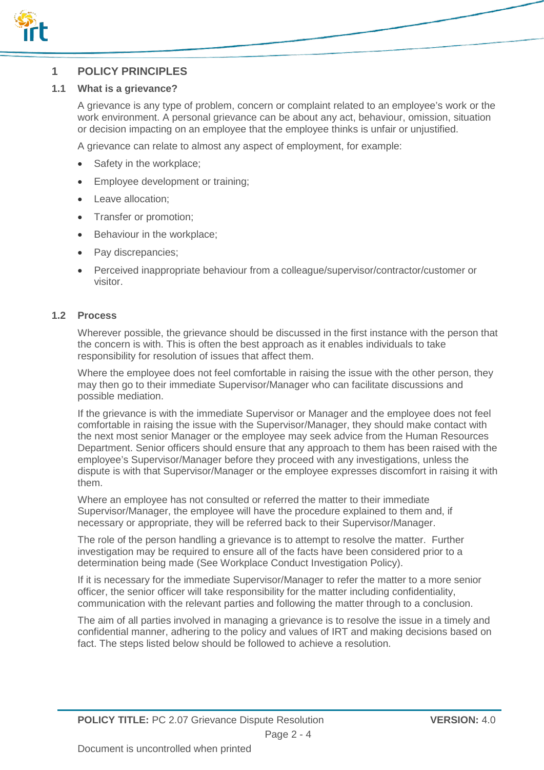# 1 POLICY PRINCIPLES

## 1.1 What is a grievance?

A grievance is any type of problem, concern or complaint related to an employee's work or the work environment. A personal grievance can be about any act, behaviour, omission, situation or decision impacting on an employee that the employee thinks is unfair or unjustified.

A grievance can relate to almost any aspect of employment, for example:

- Safety in the workplace;
- Employee development or training;
- Leave allocation;
- Transfer or promotion;
- Behaviour in the workplace;
- Pay discrepancies;
- Perceived inappropriate behaviour from a colleague/supervisor/contractor/customer or visitor.

## 1.2 Process

Wherever possible, the grievance should be discussed in the first instance with the person that the concern is with. This is often the best approach as it enables individuals to take responsibility for resolution of issues that affect them.

Where the employee does not feel comfortable in raising the issue with the other person, they may then go to their immediate Supervisor/Manager who can facilitate discussions and possible mediation.

If the grievance is with the immediate Supervisor or Manager and the employee does not feel comfortable in raising the issue with the Supervisor/Manager, they should make contact with the next most senior Manager or the employee may seek advice from the Human Resources Department. Senior officers should ensure that any approach to them has been raised with the employee's Supervisor/Manager before they proceed with any investigations, unless the dispute is with that Supervisor/Manager or the employee expresses discomfort in raising it with them.

Where an employee has not consulted or referred the matter to their immediate Supervisor/Manager, the employee will have the procedure explained to them and, if necessary or appropriate, they will be referred back to their Supervisor/Manager.

The role of the person handling a grievance is to attempt to resolve the matter. Further investigation may be required to ensure all of the facts have been considered prior to a determination being made (See Workplace Conduct Investigation Policy).

If it is necessary for the immediate Supervisor/Manager to refer the matter to a more senior officer, the senior officer will take responsibility for the matter including confidentiality, communication with the relevant parties and following the matter through to a conclusion.

The aim of all parties involved in managing a grievance is to resolve the issue in a timely and confidential manner, adhering to the policy and values of IRT and making decisions based on fact. The steps listed below should be followed to achieve a resolution.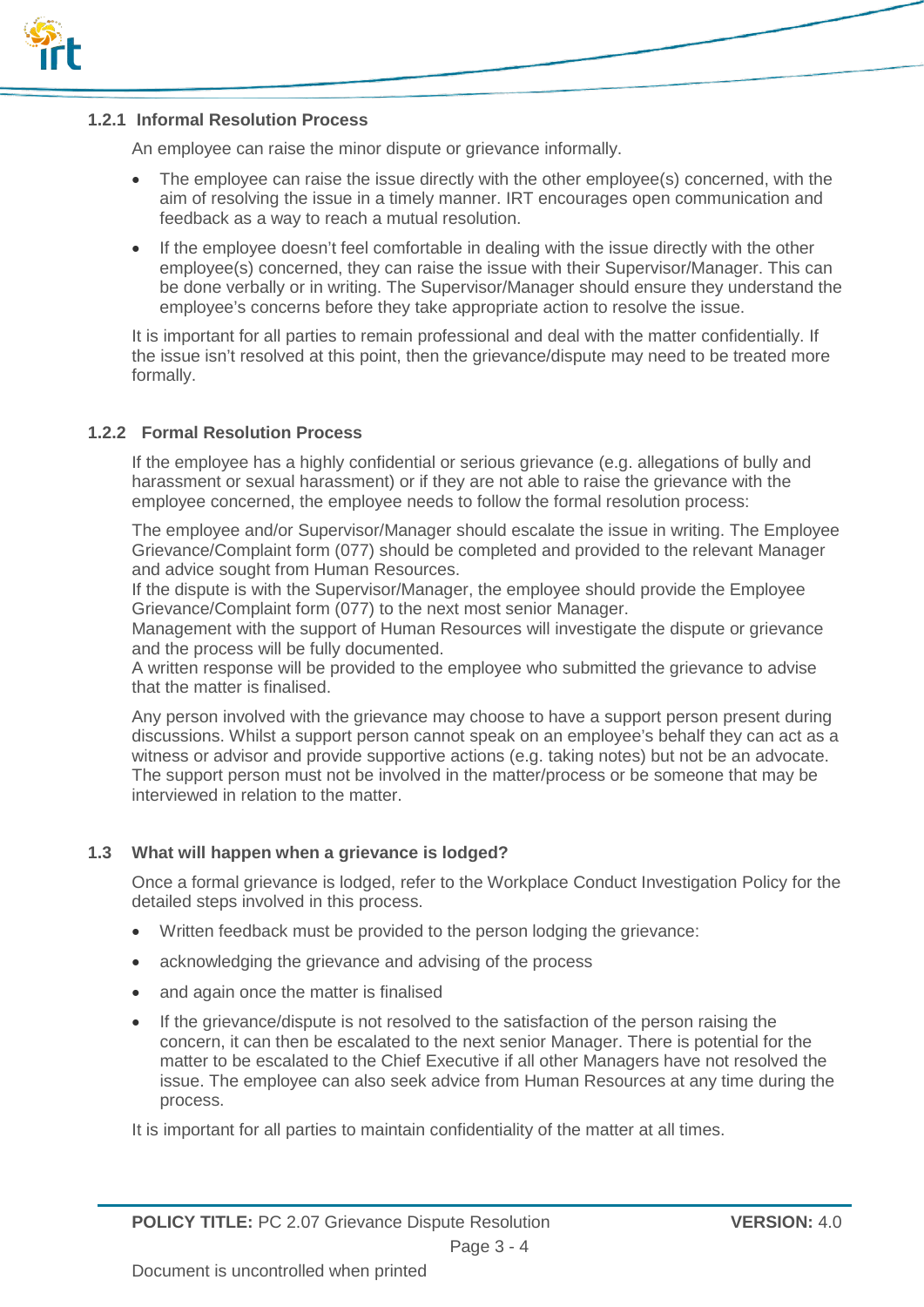### 1.2.1 Informal Resolution Process

An employee can raise the minor dispute or grievance informally.

- The employee can raise the issue directly with the other employee(s) concerned, with the aim of resolving the issue in a timely manner. IRT encourages open communication and feedback as a way to reach a mutual resolution.
- If the employee doesn't feel comfortable in dealing with the issue directly with the other employee(s) concerned, they can raise the issue with their Supervisor/Manager. This can be done verbally or in writing. The Supervisor/Manager should ensure they understand the employee's concerns before they take appropriate action to resolve the issue.

It is important for all parties to remain professional and deal with the matter confidentially. If the issue isn't resolved at this point, then the grievance/dispute may need to be treated more formally.

### 1.2.2 Formal Resolution Process

If the employee has a highly confidential or serious grievance (e.g. allegations of bully and harassment or sexual harassment) or if they are not able to raise the grievance with the employee concerned, the employee needs to follow the formal resolution process:

The employee and/or Supervisor/Manager should escalate the issue in writing. The Employee Grievance/Complaint form (077) should be completed and provided to the relevant Manager and advice sought from Human Resources.
If the dispute is with the Supervisor/Manager, the employee should provide the Employee Grievance/Complaint form (077) to the next most senior Manager.
Management with the support of Human Resources will investigate the dispute or grievance and the process will be fully documented.
A written response will be provided to the employee who submitted the grievance to advise that the matter is finalised.

Any person involved with the grievance may choose to have a support person present during discussions. Whilst a support person cannot speak on an employee's behalf they can act as a witness or advisor and provide supportive actions (e.g. taking notes) but not be an advocate. The support person must not be involved in the matter/process or be someone that may be interviewed in relation to the matter.

## 1.3 What will happen when a grievance is lodged?

Once a formal grievance is lodged, refer to the Workplace Conduct Investigation Policy for the detailed steps involved in this process.

- Written feedback must be provided to the person lodging the grievance:
- acknowledging the grievance and advising of the process
- and again once the matter is finalised
- If the grievance/dispute is not resolved to the satisfaction of the person raising the concern, it can then be escalated to the next senior Manager. There is potential for the matter to be escalated to the Chief Executive if all other Managers have not resolved the issue. The employee can also seek advice from Human Resources at any time during the process.

It is important for all parties to maintain confidentiality of the matter at all times.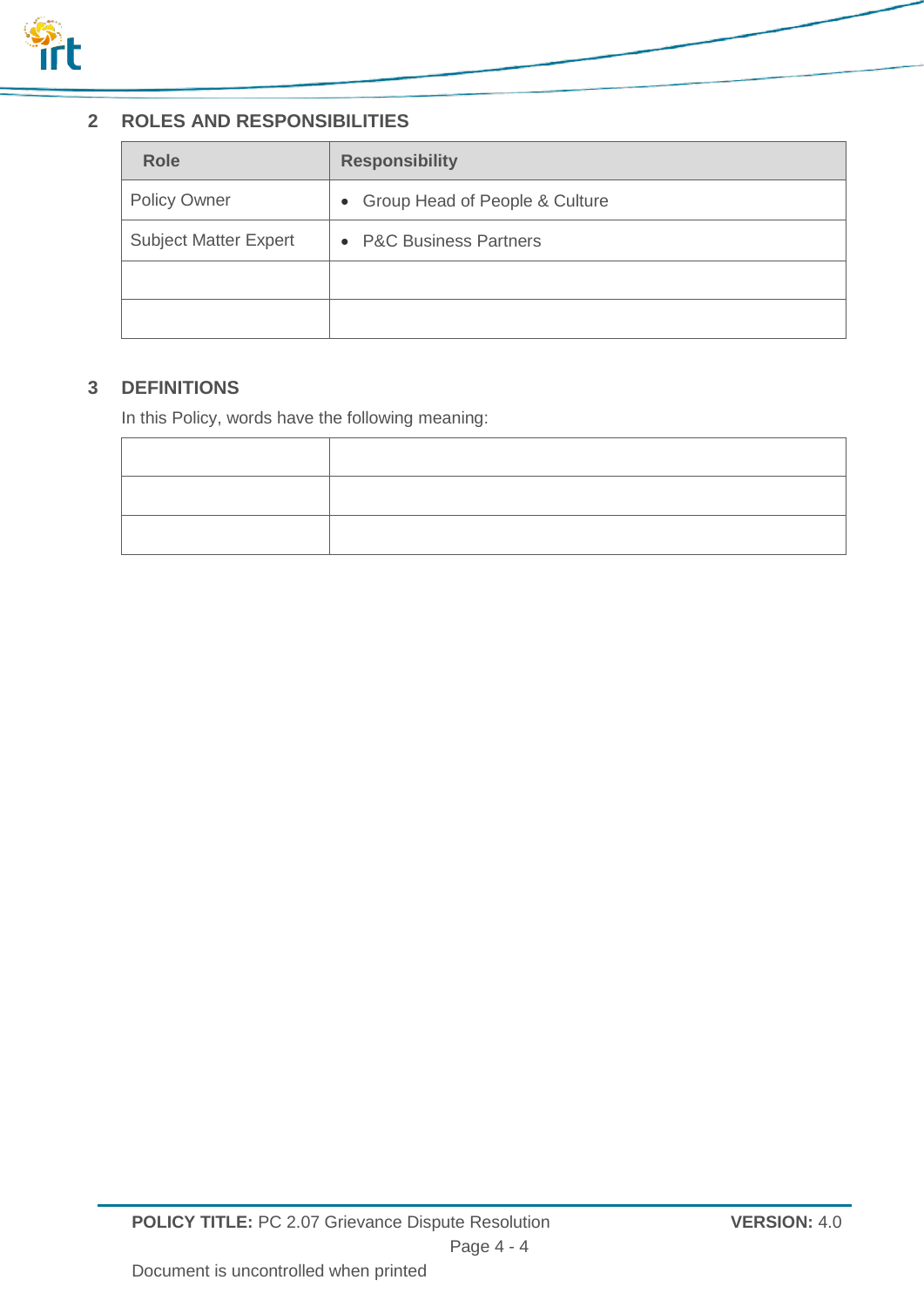## 2 ROLES AND RESPONSIBILITIES

| Role | Responsibility |
| --- | --- |
| Policy Owner | • Group Head of People & Culture |
| Subject Matter Expert | • P&C Business Partners |
| | |
| | |

## 3 DEFINITIONS

In this Policy, words have the following meaning:

| | |
| --- | --- |
| | |
| | |
| | |

POLICY TITLE: PC 2.07 Grievance Dispute Resolution VERSION: 4.0

Document is uncontrolled when printed